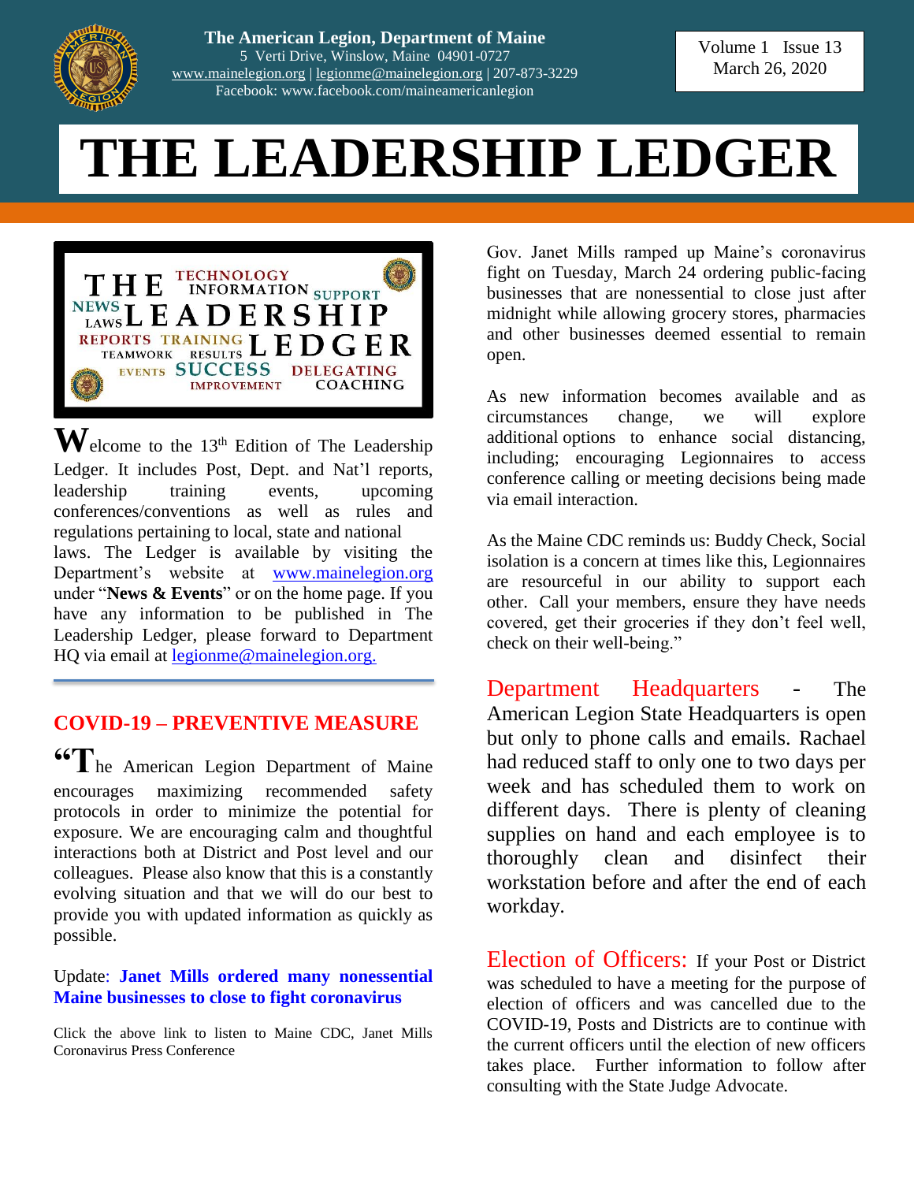**The American Legion, Department of Maine**
5 Verti Drive, Winslow, Maine 04901-0727
www.mainelegion.org | legionme@mainelegion.org | 207-873-3229
Facebook: www.facebook.com/maineamericanlegion

Volume 1 Issue 13
March 26, 2020

# THE LEADERSHIP LEDGER

Welcome to the 13th Edition of The Leadership Ledger. It includes Post, Dept. and Nat'l reports, leadership training events, upcoming conferences/conventions as well as rules and regulations pertaining to local, state and national laws. The Ledger is available by visiting the Department's website at www.mainelegion.org under "**News & Events**" or on the home page. If you have any information to be published in The Leadership Ledger, please forward to Department HQ via email at legionme@mainelegion.org.

## COVID-19 – PREVENTIVE MEASURE

"The American Legion Department of Maine encourages maximizing recommended safety protocols in order to minimize the potential for exposure. We are encouraging calm and thoughtful interactions both at District and Post level and our colleagues. Please also know that this is a constantly evolving situation and that we will do our best to provide you with updated information as quickly as possible.

Update: **Janet Mills ordered many nonessential Maine businesses to close to fight coronavirus**

Click the above link to listen to Maine CDC, Janet Mills Coronavirus Press Conference

Gov. Janet Mills ramped up Maine's coronavirus fight on Tuesday, March 24 ordering public-facing businesses that are nonessential to close just after midnight while allowing grocery stores, pharmacies and other businesses deemed essential to remain open.

As new information becomes available and as circumstances change, we will explore additional options to enhance social distancing, including; encouraging Legionnaires to access conference calling or meeting decisions being made via email interaction.

As the Maine CDC reminds us: Buddy Check, Social isolation is a concern at times like this, Legionnaires are resourceful in our ability to support each other. Call your members, ensure they have needs covered, get their groceries if they don't feel well, check on their well-being."

Department Headquarters - The American Legion State Headquarters is open but only to phone calls and emails. Rachael had reduced staff to only one to two days per week and has scheduled them to work on different days. There is plenty of cleaning supplies on hand and each employee is to thoroughly clean and disinfect their workstation before and after the end of each workday.

Election of Officers: If your Post or District was scheduled to have a meeting for the purpose of election of officers and was cancelled due to the COVID-19, Posts and Districts are to continue with the current officers until the election of new officers takes place. Further information to follow after consulting with the State Judge Advocate.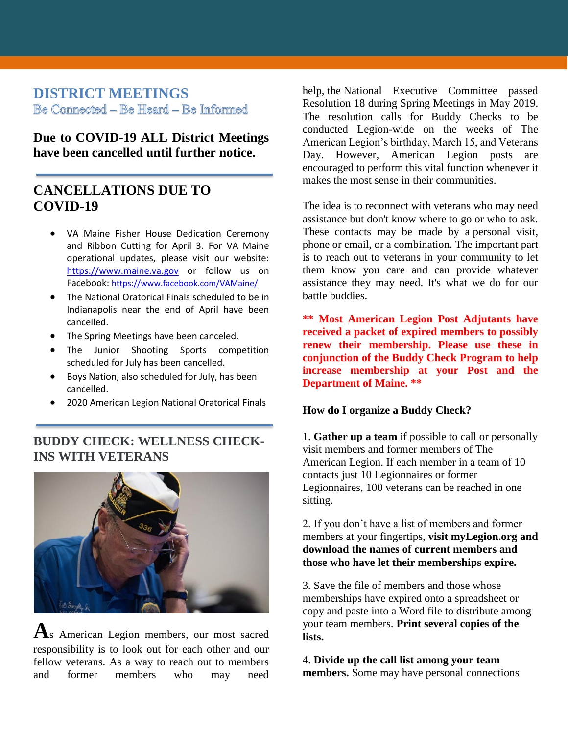## DISTRICT MEETINGS

Be Connected – Be Heard – Be Informed

**Due to COVID-19 ALL District Meetings have been cancelled until further notice.**

---

## CANCELLATIONS DUE TO COVID-19

- VA Maine Fisher House Dedication Ceremony and Ribbon Cutting for April 3. For VA Maine operational updates, please visit our website: https://www.maine.va.gov or follow us on Facebook: https://www.facebook.com/VAMaine/
- The National Oratorical Finals scheduled to be in Indianapolis near the end of April have been cancelled.
- The Spring Meetings have been canceled.
- The Junior Shooting Sports competition scheduled for July has been cancelled.
- Boys Nation, also scheduled for July, has been cancelled.
- 2020 American Legion National Oratorical Finals

---

## BUDDY CHECK: WELLNESS CHECK-INS WITH VETERANS

As American Legion members, our most sacred responsibility is to look out for each other and our fellow veterans. As a way to reach out to members and former members who may need help, the National Executive Committee passed Resolution 18 during Spring Meetings in May 2019. The resolution calls for Buddy Checks to be conducted Legion-wide on the weeks of The American Legion's birthday, March 15, and Veterans Day. However, American Legion posts are encouraged to perform this vital function whenever it makes the most sense in their communities.

The idea is to reconnect with veterans who may need assistance but don't know where to go or who to ask. These contacts may be made by a personal visit, phone or email, or a combination. The important part is to reach out to veterans in your community to let them know you care and can provide whatever assistance they may need. It's what we do for our battle buddies.

**\*\* Most American Legion Post Adjutants have received a packet of expired members to possibly renew their membership. Please use these in conjunction of the Buddy Check Program to help increase membership at your Post and the Department of Maine. \*\***

**How do I organize a Buddy Check?**

1. **Gather up a team** if possible to call or personally visit members and former members of The American Legion. If each member in a team of 10 contacts just 10 Legionnaires or former Legionnaires, 100 veterans can be reached in one sitting.

2. If you don't have a list of members and former members at your fingertips, **visit myLegion.org and download the names of current members and those who have let their memberships expire.**

3. Save the file of members and those whose memberships have expired onto a spreadsheet or copy and paste into a Word file to distribute among your team members. **Print several copies of the lists.**

4. **Divide up the call list among your team members.** Some may have personal connections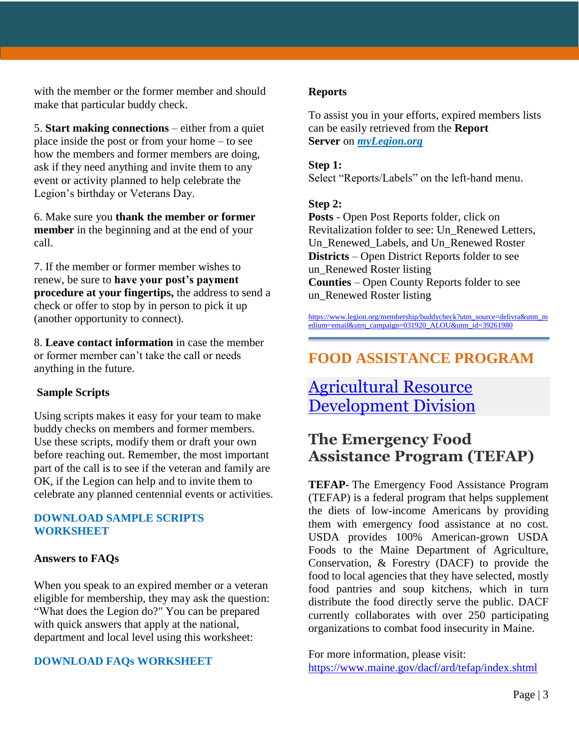with the member or the former member and should make that particular buddy check.

5. **Start making connections** – either from a quiet place inside the post or from your home – to see how the members and former members are doing, ask if they need anything and invite them to any event or activity planned to help celebrate the Legion's birthday or Veterans Day.

6. Make sure you **thank the member or former member** in the beginning and at the end of your call.

7. If the member or former member wishes to renew, be sure to **have your post's payment procedure at your fingertips,** the address to send a check or offer to stop by in person to pick it up (another opportunity to connect).

8. **Leave contact information** in case the member or former member can't take the call or needs anything in the future.

**Sample Scripts**

Using scripts makes it easy for your team to make buddy checks on members and former members. Use these scripts, modify them or draft your own before reaching out. Remember, the most important part of the call is to see if the veteran and family are OK, if the Legion can help and to invite them to celebrate any planned centennial events or activities.

**DOWNLOAD SAMPLE SCRIPTS WORKSHEET**

**Answers to FAQs**

When you speak to an expired member or a veteran eligible for membership, they may ask the question: "What does the Legion do?" You can be prepared with quick answers that apply at the national, department and local level using this worksheet:

**DOWNLOAD FAQs WORKSHEET**

**Reports**

To assist you in your efforts, expired members lists can be easily retrieved from the **Report Server** on ***myLegion.org***

**Step 1:**
Select "Reports/Labels" on the left-hand menu.

**Step 2:**
**Posts** - Open Post Reports folder, click on Revitalization folder to see: Un_Renewed Letters, Un_Renewed_Labels, and Un_Renewed Roster
**Districts** – Open District Reports folder to see un_Renewed Roster listing
**Counties** – Open County Reports folder to see un_Renewed Roster listing

https://www.legion.org/membership/buddycheck?utm_source=delivra&utm_medium=email&utm_campaign=031920_ALOU&utm_id=39261980

## FOOD ASSISTANCE PROGRAM

## Agricultural Resource Development Division

### The Emergency Food Assistance Program (TEFAP)

**TEFAP-** The Emergency Food Assistance Program (TEFAP) is a federal program that helps supplement the diets of low-income Americans by providing them with emergency food assistance at no cost. USDA provides 100% American-grown USDA Foods to the Maine Department of Agriculture, Conservation, & Forestry (DACF) to provide the food to local agencies that they have selected, mostly food pantries and soup kitchens, which in turn distribute the food directly serve the public. DACF currently collaborates with over 250 participating organizations to combat food insecurity in Maine.

For more information, please visit:
https://www.maine.gov/dacf/ard/tefap/index.shtml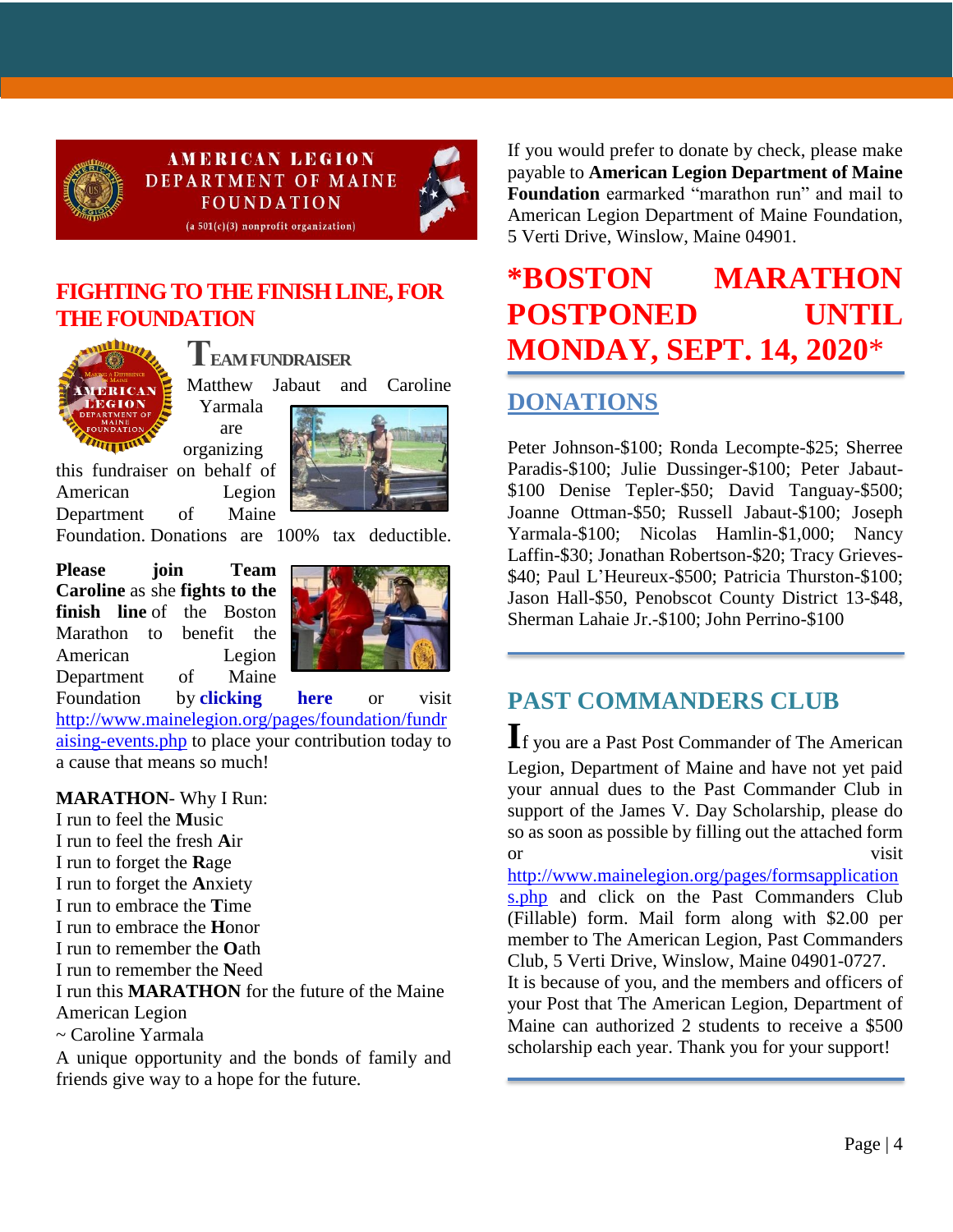AMERICAN LEGION DEPARTMENT OF MAINE FOUNDATION

(a 501(c)(3) nonprofit organization)

## FIGHTING TO THE FINISH LINE, FOR THE FOUNDATION

### TEAM FUNDRAISER

Matthew Jabaut and Caroline Yarmala are organizing this fundraiser on behalf of American Legion Department of Maine Foundation. Donations are 100% tax deductible.

**Please join Team Caroline** as she **fights to the finish line** of the Boston Marathon to benefit the American Legion Department of Maine Foundation by **clicking here** or visit http://www.mainelegion.org/pages/foundation/fundraising-events.php to place your contribution today to a cause that means so much!

**MARATHON**- Why I Run:
I run to feel the **M**usic
I run to feel the fresh **A**ir
I run to forget the **R**age
I run to forget the **A**nxiety
I run to embrace the **T**ime
I run to embrace the **H**onor
I run to remember the **O**ath
I run to remember the **N**eed
I run this **MARATHON** for the future of the Maine American Legion
~ Caroline Yarmala

A unique opportunity and the bonds of family and friends give way to a hope for the future.

If you would prefer to donate by check, please make payable to **American Legion Department of Maine Foundation** earmarked "marathon run" and mail to American Legion Department of Maine Foundation, 5 Verti Drive, Winslow, Maine 04901.

## *BOSTON MARATHON POSTPONED UNTIL MONDAY, SEPT. 14, 2020*

## DONATIONS

Peter Johnson-$100; Ronda Lecompte-$25; Sherree Paradis-$100; Julie Dussinger-$100; Peter Jabaut-$100 Denise Tepler-$50; David Tanguay-$500; Joanne Ottman-$50; Russell Jabaut-$100; Joseph Yarmala-$100; Nicolas Hamlin-$1,000; Nancy Laffin-$30; Jonathan Robertson-$20; Tracy Grieves-$40; Paul L'Heureux-$500; Patricia Thurston-$100; Jason Hall-$50, Penobscot County District 13-$48, Sherman Lahaie Jr.-$100; John Perrino-$100

## PAST COMMANDERS CLUB

If you are a Past Post Commander of The American Legion, Department of Maine and have not yet paid your annual dues to the Past Commander Club in support of the James V. Day Scholarship, please do so as soon as possible by filling out the attached form or visit http://www.mainelegion.org/pages/formsapplications.php and click on the Past Commanders Club (Fillable) form. Mail form along with $2.00 per member to The American Legion, Past Commanders Club, 5 Verti Drive, Winslow, Maine 04901-0727.

It is because of you, and the members and officers of your Post that The American Legion, Department of Maine can authorized 2 students to receive a $500 scholarship each year. Thank you for your support!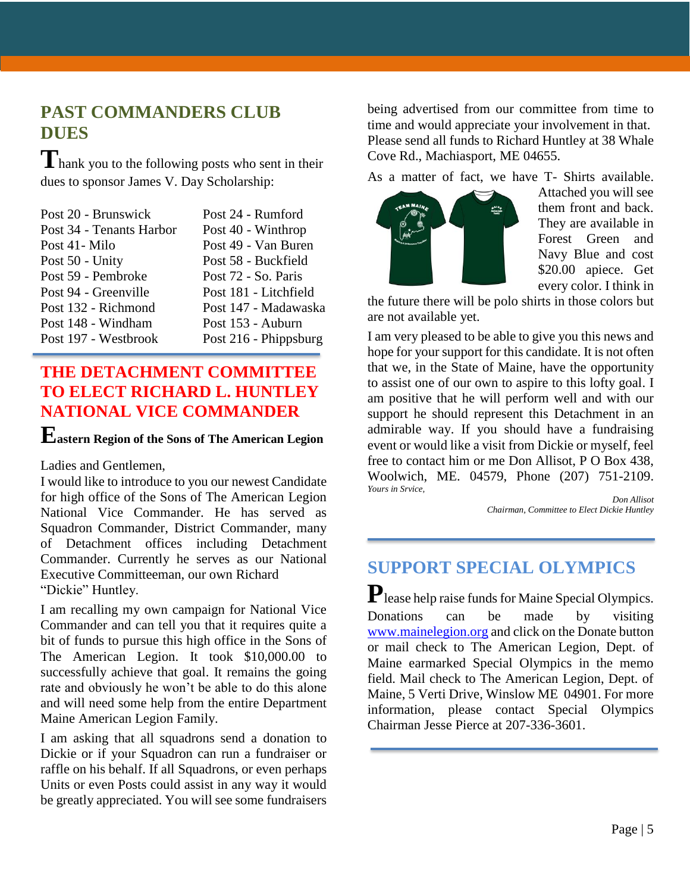## PAST COMMANDERS CLUB DUES

Thank you to the following posts who sent in their dues to sponsor James V. Day Scholarship:

| | |
|---|---|
| Post 20 - Brunswick | Post 24 - Rumford |
| Post 34 - Tenants Harbor | Post 40 - Winthrop |
| Post 41- Milo | Post 49 - Van Buren |
| Post 50 - Unity | Post 58 - Buckfield |
| Post 59 - Pembroke | Post 72 - So. Paris |
| Post 94 - Greenville | Post 181 - Litchfield |
| Post 132 - Richmond | Post 147 - Madawaska |
| Post 148 - Windham | Post 153 - Auburn |
| Post 197 - Westbrook | Post 216 - Phippsburg |

## THE DETACHMENT COMMITTEE TO ELECT RICHARD L. HUNTLEY NATIONAL VICE COMMANDER

### Eastern Region of the Sons of The American Legion

Ladies and Gentlemen,

I would like to introduce to you our newest Candidate for high office of the Sons of The American Legion National Vice Commander. He has served as Squadron Commander, District Commander, many of Detachment offices including Detachment Commander. Currently he serves as our National Executive Committeeman, our own Richard "Dickie" Huntley.

I am recalling my own campaign for National Vice Commander and can tell you that it requires quite a bit of funds to pursue this high office in the Sons of The American Legion. It took $10,000.00 to successfully achieve that goal. It remains the going rate and obviously he won't be able to do this alone and will need some help from the entire Department Maine American Legion Family.

I am asking that all squadrons send a donation to Dickie or if your Squadron can run a fundraiser or raffle on his behalf. If all Squadrons, or even perhaps Units or even Posts could assist in any way it would be greatly appreciated. You will see some fundraisers being advertised from our committee from time to time and would appreciate your involvement in that. Please send all funds to Richard Huntley at 38 Whale Cove Rd., Machiasport, ME 04655.

As a matter of fact, we have T- Shirts available. Attached you will see them front and back. They are available in Forest Green and Navy Blue and cost $20.00 apiece. Get every color. I think in the future there will be polo shirts in those colors but are not available yet.

I am very pleased to be able to give you this news and hope for your support for this candidate. It is not often that we, in the State of Maine, have the opportunity to assist one of our own to aspire to this lofty goal. I am positive that he will perform well and with our support he should represent this Detachment in an admirable way. If you should have a fundraising event or would like a visit from Dickie or myself, feel free to contact him or me Don Allisot, P O Box 438, Woolwich, ME. 04579, Phone (207) 751-2109.

*Yours in Srvice,*

*Don Allisot*
*Chairman, Committee to Elect Dickie Huntley*

## SUPPORT SPECIAL OLYMPICS

Please help raise funds for Maine Special Olympics. Donations can be made by visiting www.mainelegion.org and click on the Donate button or mail check to The American Legion, Dept. of Maine earmarked Special Olympics in the memo field. Mail check to The American Legion, Dept. of Maine, 5 Verti Drive, Winslow ME 04901. For more information, please contact Special Olympics Chairman Jesse Pierce at 207-336-3601.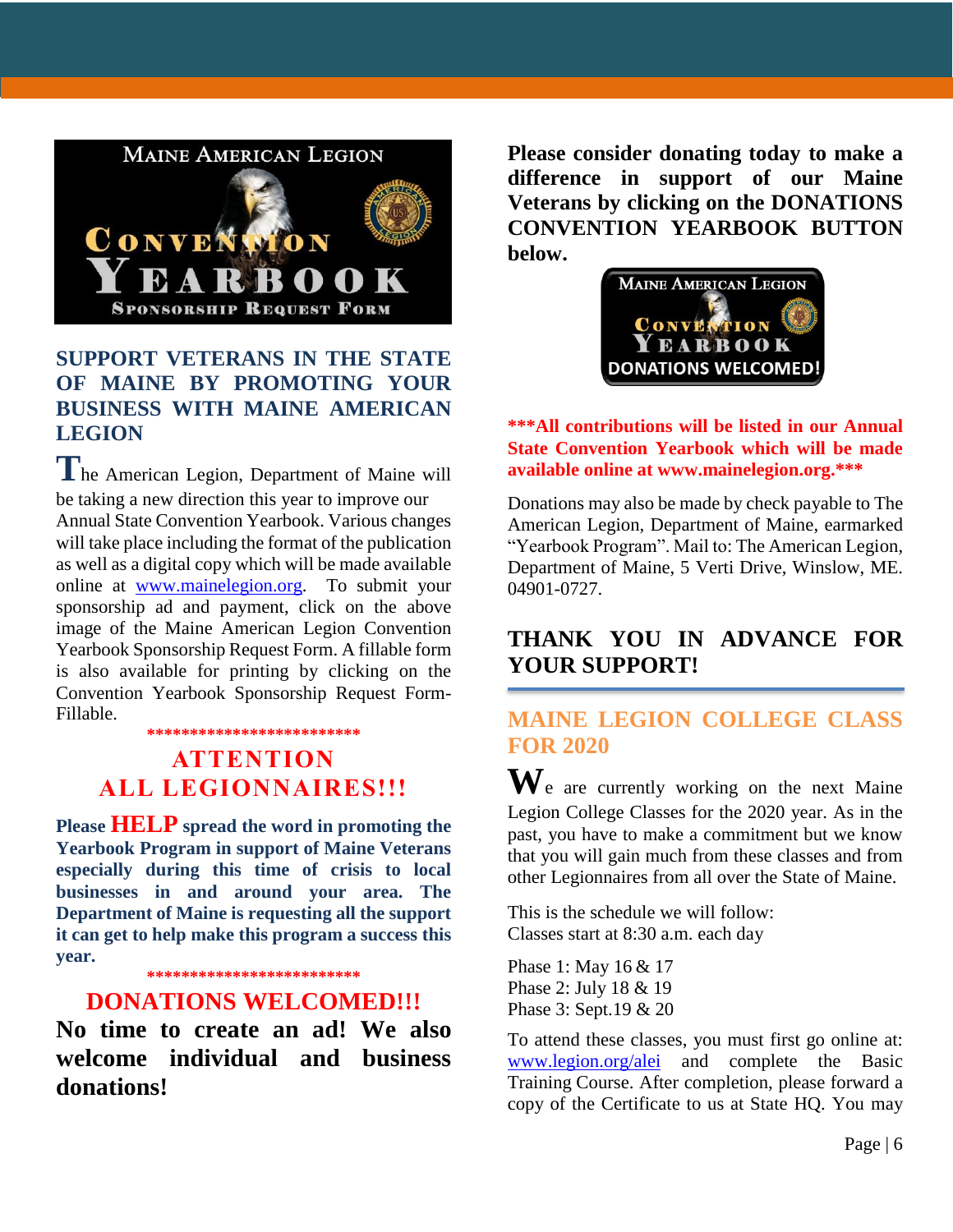MAINE AMERICAN LEGION

CONVENTION YEARBOOK

SPONSORSHIP REQUEST FORM

## SUPPORT VETERANS IN THE STATE OF MAINE BY PROMOTING YOUR BUSINESS WITH MAINE AMERICAN LEGION

The American Legion, Department of Maine will be taking a new direction this year to improve our Annual State Convention Yearbook. Various changes will take place including the format of the publication as well as a digital copy which will be made available online at [www.mainelegion.org](http://www.mainelegion.org). To submit your sponsorship ad and payment, click on the above image of the Maine American Legion Convention Yearbook Sponsorship Request Form. A fillable form is also available for printing by clicking on the Convention Yearbook Sponsorship Request Form-Fillable.

*************************

## ATTENTION ALL LEGIONNAIRES!!!

**Please HELP spread the word in promoting the Yearbook Program in support of Maine Veterans especially during this time of crisis to local businesses in and around your area. The Department of Maine is requesting all the support it can get to help make this program a success this year.**

*************************

## DONATIONS WELCOMED!!!

**No time to create an ad! We also welcome individual and business donations!**

**Please consider donating today to make a difference in support of our Maine Veterans by clicking on the DONATIONS CONVENTION YEARBOOK BUTTON below.**

MAINE AMERICAN LEGION

CONVENTION YEARBOOK

DONATIONS WELCOMED!

**\*\*\*All contributions will be listed in our Annual State Convention Yearbook which will be made available online at www.mainelegion.org.\*\*\***

Donations may also be made by check payable to The American Legion, Department of Maine, earmarked "Yearbook Program". Mail to: The American Legion, Department of Maine, 5 Verti Drive, Winslow, ME. 04901-0727.

**THANK YOU IN ADVANCE FOR YOUR SUPPORT!**

## MAINE LEGION COLLEGE CLASS FOR 2020

We are currently working on the next Maine Legion College Classes for the 2020 year. As in the past, you have to make a commitment but we know that you will gain much from these classes and from other Legionnaires from all over the State of Maine.

This is the schedule we will follow:
Classes start at 8:30 a.m. each day

Phase 1: May 16 & 17
Phase 2: July 18 & 19
Phase 3: Sept.19 & 20

To attend these classes, you must first go online at: [www.legion.org/alei](http://www.legion.org/alei) and complete the Basic Training Course. After completion, please forward a copy of the Certificate to us at State HQ. You may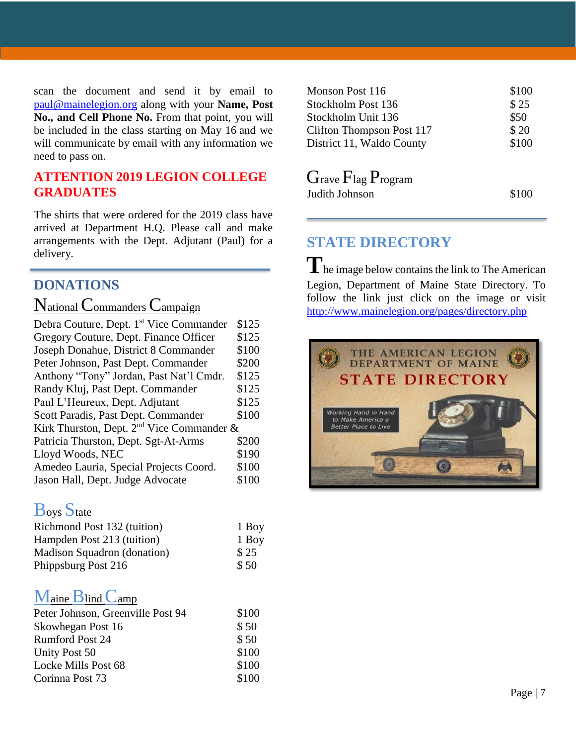scan the document and send it by email to paul@mainelegion.org along with your **Name, Post No., and Cell Phone No.** From that point, you will be included in the class starting on May 16 and we will communicate by email with any information we need to pass on.

## ATTENTION 2019 LEGION COLLEGE GRADUATES

The shirts that were ordered for the 2019 class have arrived at Department H.Q. Please call and make arrangements with the Dept. Adjutant (Paul) for a delivery.

## DONATIONS

### National Commanders Campaign

| | |
|---|---|
| Debra Couture, Dept. 1st Vice Commander | $125 |
| Gregory Couture, Dept. Finance Officer | $125 |
| Joseph Donahue, District 8 Commander | $100 |
| Peter Johnson, Past Dept. Commander | $200 |
| Anthony "Tony" Jordan, Past Nat'l Cmdr. | $125 |
| Randy Kluj, Past Dept. Commander | $125 |
| Paul L'Heureux, Dept. Adjutant | $125 |
| Scott Paradis, Past Dept. Commander | $100 |
| Kirk Thurston, Dept. 2nd Vice Commander & Patricia Thurston, Dept. Sgt-At-Arms | $200 |
| Lloyd Woods, NEC | $190 |
| Amedeo Lauria, Special Projects Coord. | $100 |
| Jason Hall, Dept. Judge Advocate | $100 |

### Boys State

| | |
|---|---|
| Richmond Post 132 (tuition) | 1 Boy |
| Hampden Post 213 (tuition) | 1 Boy |
| Madison Squadron (donation) | $ 25 |
| Phippsburg Post 216 | $ 50 |

### Maine Blind Camp

| | |
|---|---|
| Peter Johnson, Greenville Post 94 | $100 |
| Skowhegan Post 16 | $ 50 |
| Rumford Post 24 | $ 50 |
| Unity Post 50 | $100 |
| Locke Mills Post 68 | $100 |
| Corinna Post 73 | $100 |
| Monson Post 116 | $100 |
| Stockholm Post 136 | $ 25 |
| Stockholm Unit 136 | $50 |
| Clifton Thompson Post 117 | $ 20 |
| District 11, Waldo County | $100 |

### Grave Flag Program

| | |
|---|---|
| Judith Johnson | $100 |

## STATE DIRECTORY

The image below contains the link to The American Legion, Department of Maine State Directory. To follow the link just click on the image or visit http://www.mainelegion.org/pages/directory.php